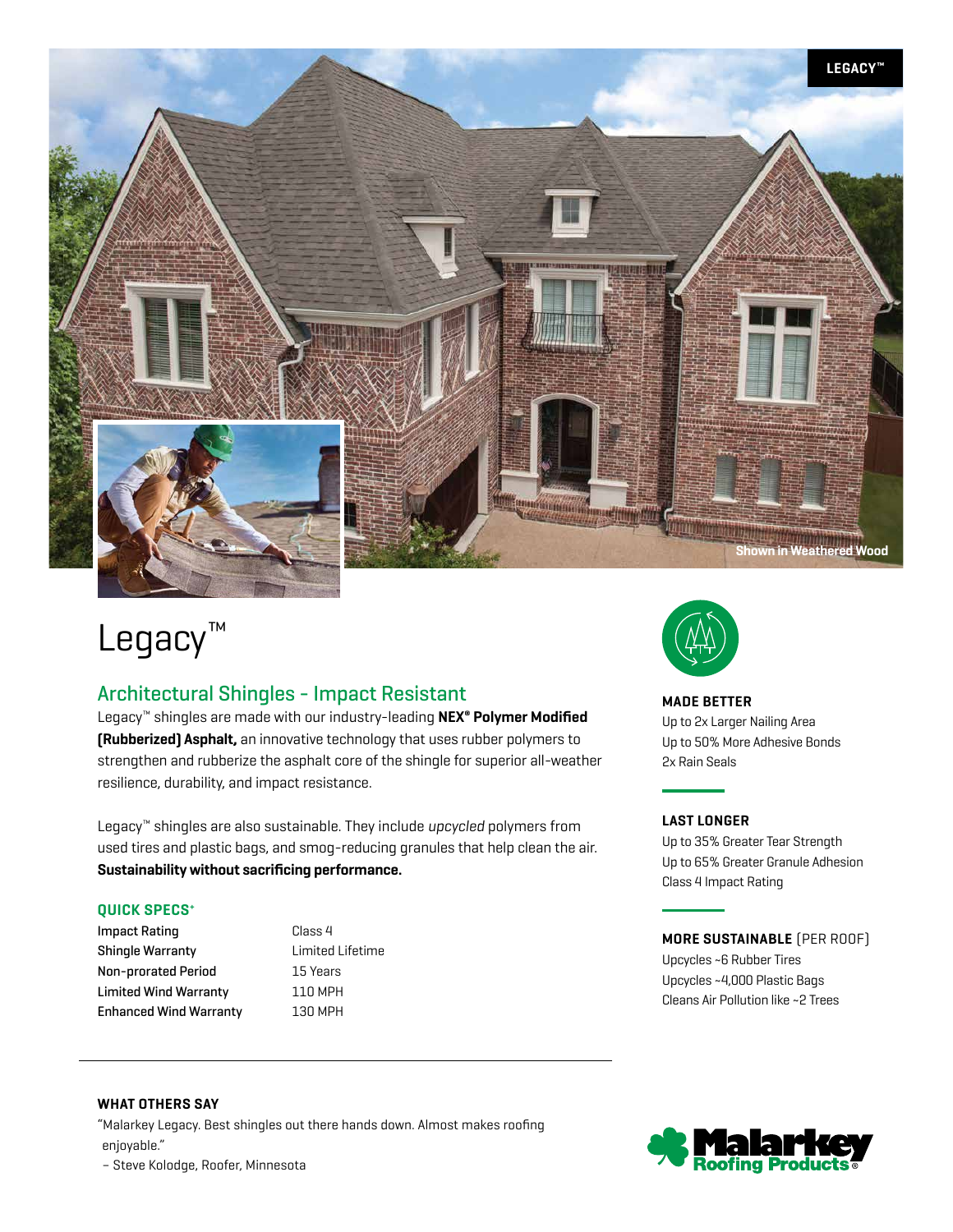LEGACY™

Shown in Weathered Wood

# Legacy™

## Architectural Shingles - Impact Resistant

Legacy™ shingles are made with our industry-leading **NEX® Polymer Modified (Rubberized) Asphalt,** an innovative technology that uses rubber polymers to strengthen and rubberize the asphalt core of the shingle for superior all-weather resilience, durability, and impact resistance.

Legacy™ shingles are also sustainable. They include *upcycled* polymers from used tires and plastic bags, and smog-reducing granules that help clean the air. **Sustainability without sacrificing performance.**

### QUICK SPECS+

| | |
|---|---|
| Impact Rating | Class 4 |
| Shingle Warranty | Limited Lifetime |
| Non-prorated Period | 15 Years |
| Limited Wind Warranty | 110 MPH |
| Enhanced Wind Warranty | 130 MPH |

### MADE BETTER

Up to 2x Larger Nailing Area
Up to 50% More Adhesive Bonds
2x Rain Seals

### LAST LONGER

Up to 35% Greater Tear Strength
Up to 65% Greater Granule Adhesion
Class 4 Impact Rating

### MORE SUSTAINABLE (PER ROOF)

Upcycles ~6 Rubber Tires
Upcycles ~4,000 Plastic Bags
Cleans Air Pollution like ~2 Trees

### WHAT OTHERS SAY

"Malarkey Legacy. Best shingles out there hands down. Almost makes roofing enjoyable."

– Steve Kolodge, Roofer, Minnesota

Malarkey Roofing Products®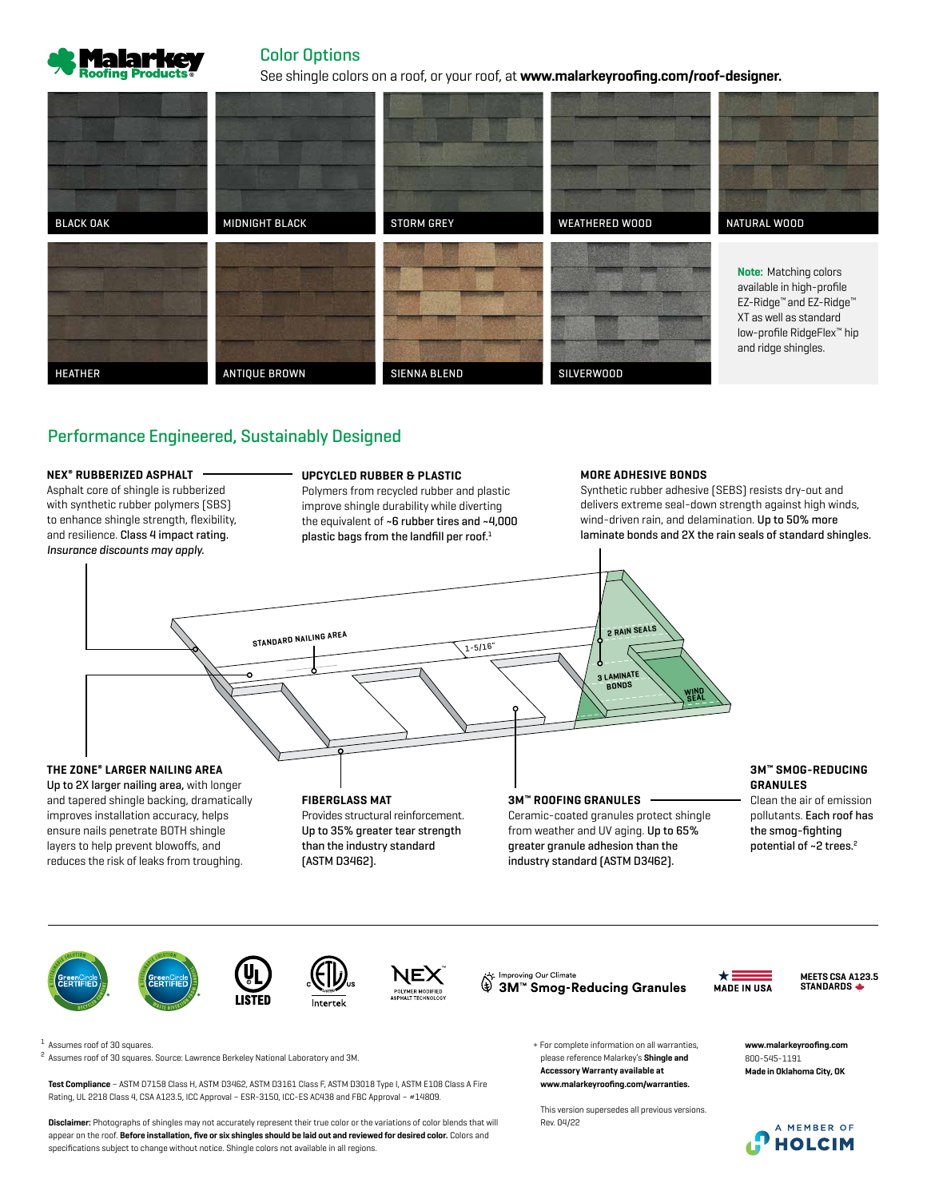## Color Options

See shingle colors on a roof, or your roof, at **www.malarkeyroofing.com/roof-designer.**

BLACK OAK

MIDNIGHT BLACK

STORM GREY

WEATHERED WOOD

NATURAL WOOD

HEATHER

ANTIQUE BROWN

SIENNA BLEND

SILVERWOOD

**Note:** Matching colors available in high-profile EZ-Ridge™ and EZ-Ridge™ XT as well as standard low-profile RidgeFlex™ hip and ridge shingles.

## Performance Engineered, Sustainably Designed

**NEX® RUBBERIZED ASPHALT**
Asphalt core of shingle is rubberized with synthetic rubber polymers (SBS) to enhance shingle strength, flexibility, and resilience. Class 4 impact rating. *Insurance discounts may apply.*

**UPCYCLED RUBBER & PLASTIC**
Polymers from recycled rubber and plastic improve shingle durability while diverting the equivalent of ~6 rubber tires and ~4,000 plastic bags from the landfill per roof.[1]

**MORE ADHESIVE BONDS**
Synthetic rubber adhesive (SEBS) resists dry-out and delivers extreme seal-down strength against high winds, wind-driven rain, and delamination. Up to 50% more laminate bonds and 2X the rain seals of standard shingles.

STANDARD NAILING AREA

1-5/16"

2 RAIN SEALS

3 LAMINATE BONDS

WIND SEAL

**THE ZONE® LARGER NAILING AREA**
Up to 2X larger nailing area, with longer and tapered shingle backing, dramatically improves installation accuracy, helps ensure nails penetrate BOTH shingle layers to help prevent blowoffs, and reduces the risk of leaks from troughing.

**FIBERGLASS MAT**
Provides structural reinforcement. Up to 35% greater tear strength than the industry standard (ASTM D3462).

**3M™ ROOFING GRANULES**
Ceramic-coated granules protect shingle from weather and UV aging. Up to 65% greater granule adhesion than the industry standard (ASTM D3462).

**3M™ SMOG-REDUCING GRANULES**
Clean the air of emission pollutants. Each roof has the smog-fighting potential of ~2 trees.[2]

GreenCircle Certified · GreenCircle Certified · UL Listed · ETL Listed Intertek · NEX Polymer Modified Asphalt Technology · Improving Our Climate 3M™ Smog-Reducing Granules · MADE IN USA · MEETS CSA A123.5 STANDARDS

[1] Assumes roof of 30 squares.
[2] Assumes roof of 30 squares. Source: Lawrence Berkeley National Laboratory and 3M.

**Test Compliance** – ASTM D7158 Class H, ASTM D3462, ASTM D3161 Class F, ASTM D3018 Type I, ASTM E108 Class A Fire Rating, UL 2218 Class 4, CSA A123.5, ICC Approval – ESR-3150, ICC-ES AC438 and FBC Approval – #14809.

**Disclaimer:** Photographs of shingles may not accurately represent their true color or the variations of color blends that will appear on the roof. **Before installation, five or six shingles should be laid out and reviewed for desired color.** Colors and specifications subject to change without notice. Shingle colors not available in all regions.

+ For complete information on all warranties, please reference Malarkey's **Shingle and Accessory Warranty available at www.malarkeyroofing.com/warranties.**

This version supersedes all previous versions.
Rev. 04/22

**www.malarkeyroofing.com**
800-545-1191
**Made in Oklahoma City, OK**

A MEMBER OF HOLCIM